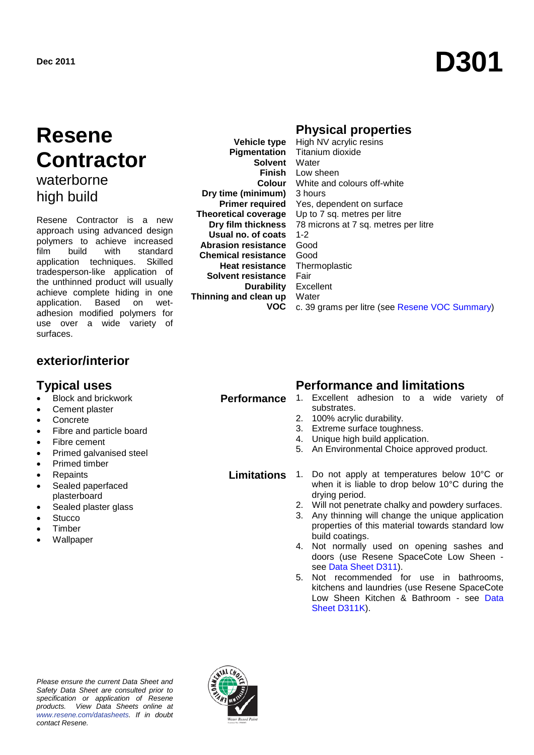Dec 2011

# D301

# Resene Contractor

## waterborne high build

Resene Contractor is a new approach using advanced design polymers to achieve increased film build with standard application techniques. Skilled tradesperson-like application of the unthinned product will usually achieve complete hiding in one application. Based on wet-adhesion modified polymers for use over a wide variety of surfaces.

## exterior/interior

## Physical properties

| | |
|---|---|
| **Vehicle type** | High NV acrylic resins |
| **Pigmentation** | Titanium dioxide |
| **Solvent** | Water |
| **Finish** | Low sheen |
| **Colour** | White and colours off-white |
| **Dry time (minimum)** | 3 hours |
| **Primer required** | Yes, dependent on surface |
| **Theoretical coverage** | Up to 7 sq. metres per litre |
| **Dry film thickness** | 78 microns at 7 sq. metres per litre |
| **Usual no. of coats** | 1-2 |
| **Abrasion resistance** | Good |
| **Chemical resistance** | Good |
| **Heat resistance** | Thermoplastic |
| **Solvent resistance** | Fair |
| **Durability** | Excellent |
| **Thinning and clean up** | Water |
| **VOC** | c. 39 grams per litre (see Resene VOC Summary) |

## Typical uses

- Block and brickwork
- Cement plaster
- Concrete
- Fibre and particle board
- Fibre cement
- Primed galvanised steel
- Primed timber
- Repaints
- Sealed paperfaced plasterboard
- Sealed plaster glass
- Stucco
- Timber
- Wallpaper

## Performance and limitations

**Performance**

1. Excellent adhesion to a wide variety of substrates.
2. 100% acrylic durability.
3. Extreme surface toughness.
4. Unique high build application.
5. An Environmental Choice approved product.

**Limitations**

1. Do not apply at temperatures below 10°C or when it is liable to drop below 10°C during the drying period.
2. Will not penetrate chalky and powdery surfaces.
3. Any thinning will change the unique application properties of this material towards standard low build coatings.
4. Not normally used on opening sashes and doors (use Resene SpaceCote Low Sheen - see Data Sheet D311).
5. Not recommended for use in bathrooms, kitchens and laundries (use Resene SpaceCote Low Sheen Kitchen & Bathroom - see Data Sheet D311K).

*Please ensure the current Data Sheet and Safety Data Sheet are consulted prior to specification or application of Resene products. View Data Sheets online at www.resene.com/datasheets. If in doubt contact Resene.*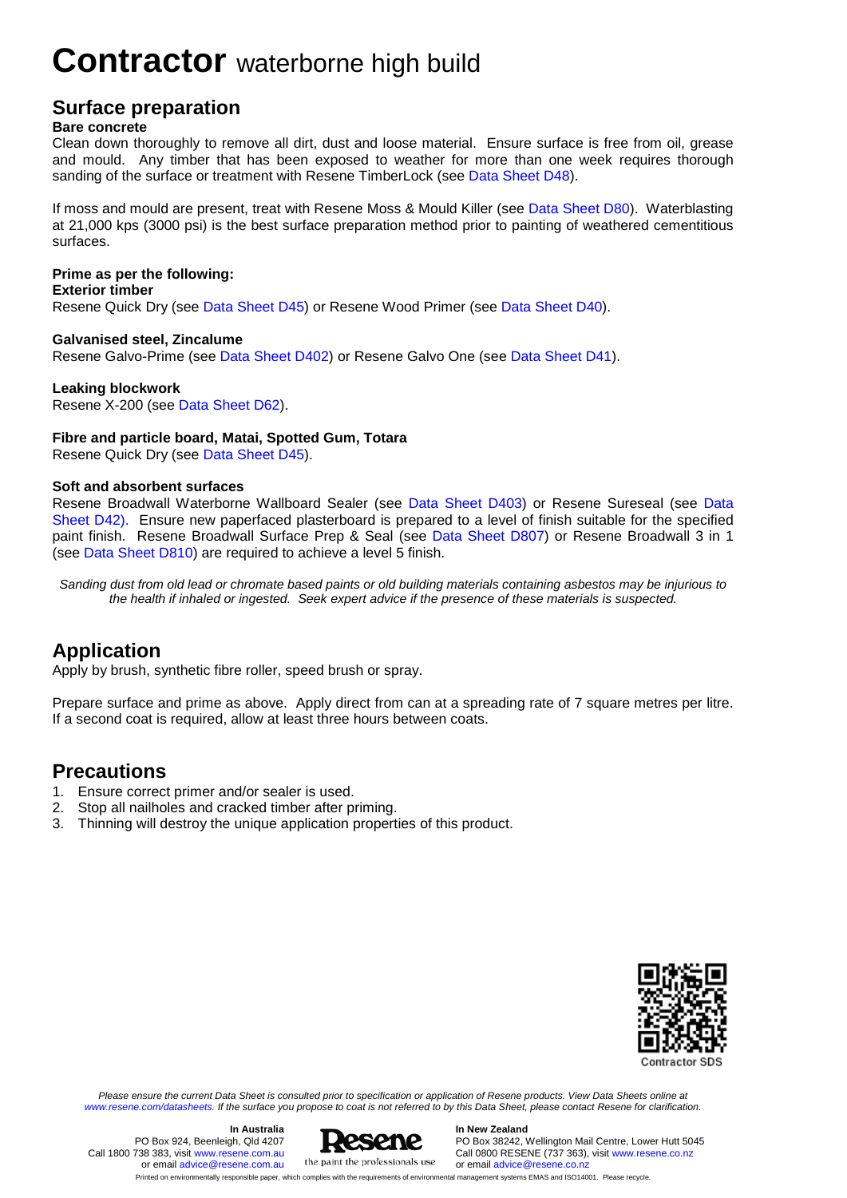# **Contractor** waterborne high build

## Surface preparation

**Bare concrete**

Clean down thoroughly to remove all dirt, dust and loose material. Ensure surface is free from oil, grease and mould. Any timber that has been exposed to weather for more than one week requires thorough sanding of the surface or treatment with Resene TimberLock (see Data Sheet D48).

If moss and mould are present, treat with Resene Moss & Mould Killer (see Data Sheet D80). Waterblasting at 21,000 kps (3000 psi) is the best surface preparation method prior to painting of weathered cementitious surfaces.

**Prime as per the following:**

**Exterior timber**

Resene Quick Dry (see Data Sheet D45) or Resene Wood Primer (see Data Sheet D40).

**Galvanised steel, Zincalume**

Resene Galvo-Prime (see Data Sheet D402) or Resene Galvo One (see Data Sheet D41).

**Leaking blockwork**

Resene X-200 (see Data Sheet D62).

**Fibre and particle board, Matai, Spotted Gum, Totara**

Resene Quick Dry (see Data Sheet D45).

**Soft and absorbent surfaces**

Resene Broadwall Waterborne Wallboard Sealer (see Data Sheet D403) or Resene Sureseal (see Data Sheet D42). Ensure new paperfaced plasterboard is prepared to a level of finish suitable for the specified paint finish. Resene Broadwall Surface Prep & Seal (see Data Sheet D807) or Resene Broadwall 3 in 1 (see Data Sheet D810) are required to achieve a level 5 finish.

*Sanding dust from old lead or chromate based paints or old building materials containing asbestos may be injurious to the health if inhaled or ingested. Seek expert advice if the presence of these materials is suspected.*

## Application

Apply by brush, synthetic fibre roller, speed brush or spray.

Prepare surface and prime as above. Apply direct from can at a spreading rate of 7 square metres per litre. If a second coat is required, allow at least three hours between coats.

## Precautions

1. Ensure correct primer and/or sealer is used.
2. Stop all nailholes and cracked timber after priming.
3. Thinning will destroy the unique application properties of this product.

Contractor SDS

*Please ensure the current Data Sheet is consulted prior to specification or application of Resene products. View Data Sheets online at www.resene.com/datasheets. If the surface you propose to coat is not referred to by this Data Sheet, please contact Resene for clarification.*

**In Australia**
PO Box 924, Beenleigh, Qld 4207
Call 1800 738 383, visit www.resene.com.au
or email advice@resene.com.au

Resene
the paint the professionals use

**In New Zealand**
PO Box 38242, Wellington Mail Centre, Lower Hutt 5045
Call 0800 RESENE (737 363), visit www.resene.co.nz
or email advice@resene.co.nz

Printed on environmentally responsible paper, which complies with the requirements of environmental management systems EMAS and ISO14001. Please recycle.